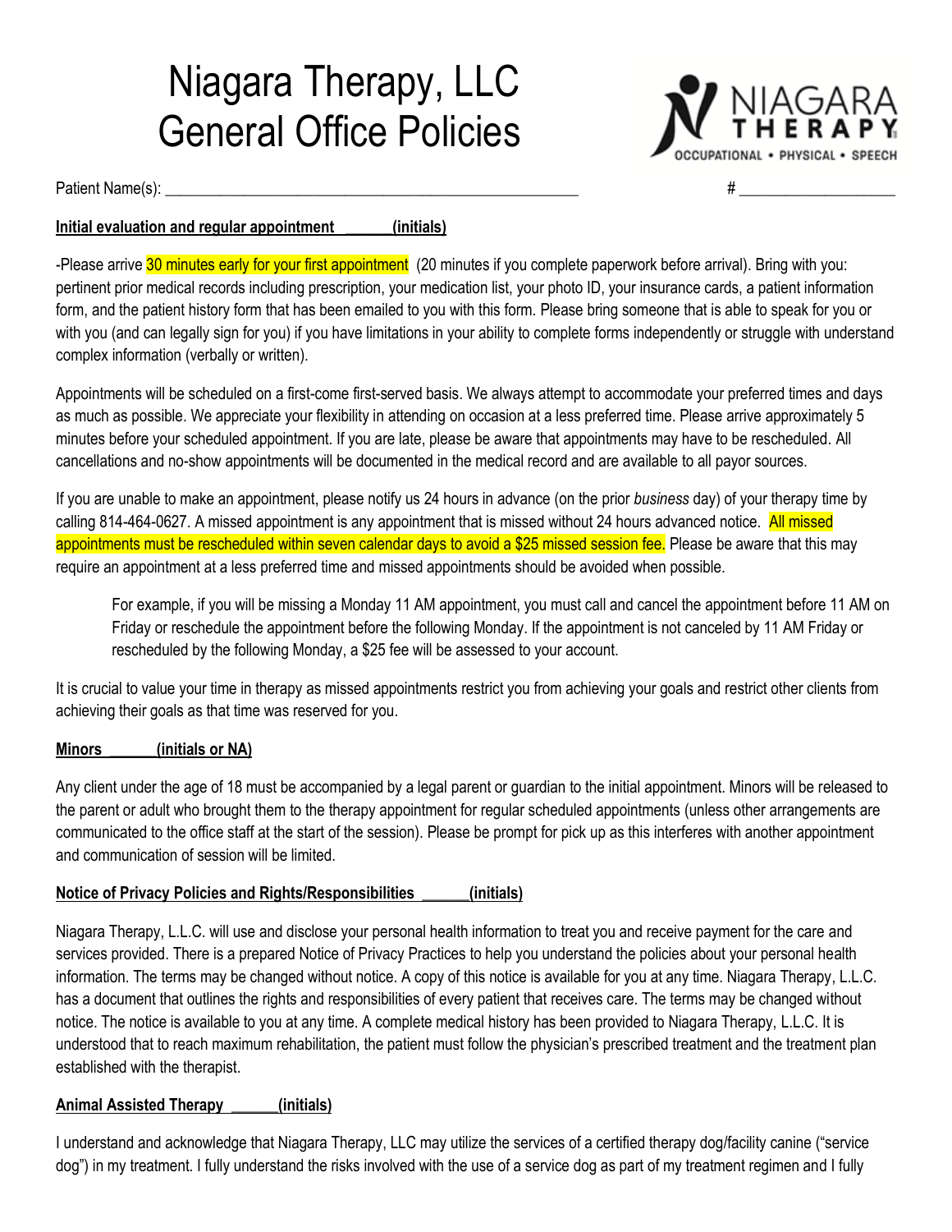# Niagara Therapy, LLC
# General Office Policies

NIAGARA THERAPY
OCCUPATIONAL • PHYSICAL • SPEECH

Patient Name(s): ____________________________________________________ # ____________________

**Initial evaluation and regular appointment ______(initials)**

-Please arrive 30 minutes early for your first appointment (20 minutes if you complete paperwork before arrival). Bring with you: pertinent prior medical records including prescription, your medication list, your photo ID, your insurance cards, a patient information form, and the patient history form that has been emailed to you with this form. Please bring someone that is able to speak for you or with you (and can legally sign for you) if you have limitations in your ability to complete forms independently or struggle with understand complex information (verbally or written).

Appointments will be scheduled on a first-come first-served basis. We always attempt to accommodate your preferred times and days as much as possible. We appreciate your flexibility in attending on occasion at a less preferred time. Please arrive approximately 5 minutes before your scheduled appointment. If you are late, please be aware that appointments may have to be rescheduled. All cancellations and no-show appointments will be documented in the medical record and are available to all payor sources.

If you are unable to make an appointment, please notify us 24 hours in advance (on the prior *business* day) of your therapy time by calling 814-464-0627. A missed appointment is any appointment that is missed without 24 hours advanced notice. All missed appointments must be rescheduled within seven calendar days to avoid a $25 missed session fee. Please be aware that this may require an appointment at a less preferred time and missed appointments should be avoided when possible.

> For example, if you will be missing a Monday 11 AM appointment, you must call and cancel the appointment before 11 AM on Friday or reschedule the appointment before the following Monday. If the appointment is not canceled by 11 AM Friday or rescheduled by the following Monday, a $25 fee will be assessed to your account.

It is crucial to value your time in therapy as missed appointments restrict you from achieving your goals and restrict other clients from achieving their goals as that time was reserved for you.

**Minors ______(initials or NA)**

Any client under the age of 18 must be accompanied by a legal parent or guardian to the initial appointment. Minors will be released to the parent or adult who brought them to the therapy appointment for regular scheduled appointments (unless other arrangements are communicated to the office staff at the start of the session). Please be prompt for pick up as this interferes with another appointment and communication of session will be limited.

**Notice of Privacy Policies and Rights/Responsibilities ______(initials)**

Niagara Therapy, L.L.C. will use and disclose your personal health information to treat you and receive payment for the care and services provided. There is a prepared Notice of Privacy Practices to help you understand the policies about your personal health information. The terms may be changed without notice. A copy of this notice is available for you at any time. Niagara Therapy, L.L.C. has a document that outlines the rights and responsibilities of every patient that receives care. The terms may be changed without notice. The notice is available to you at any time. A complete medical history has been provided to Niagara Therapy, L.L.C. It is understood that to reach maximum rehabilitation, the patient must follow the physician's prescribed treatment and the treatment plan established with the therapist.

**Animal Assisted Therapy ______(initials)**

I understand and acknowledge that Niagara Therapy, LLC may utilize the services of a certified therapy dog/facility canine ("service dog") in my treatment. I fully understand the risks involved with the use of a service dog as part of my treatment regimen and I fully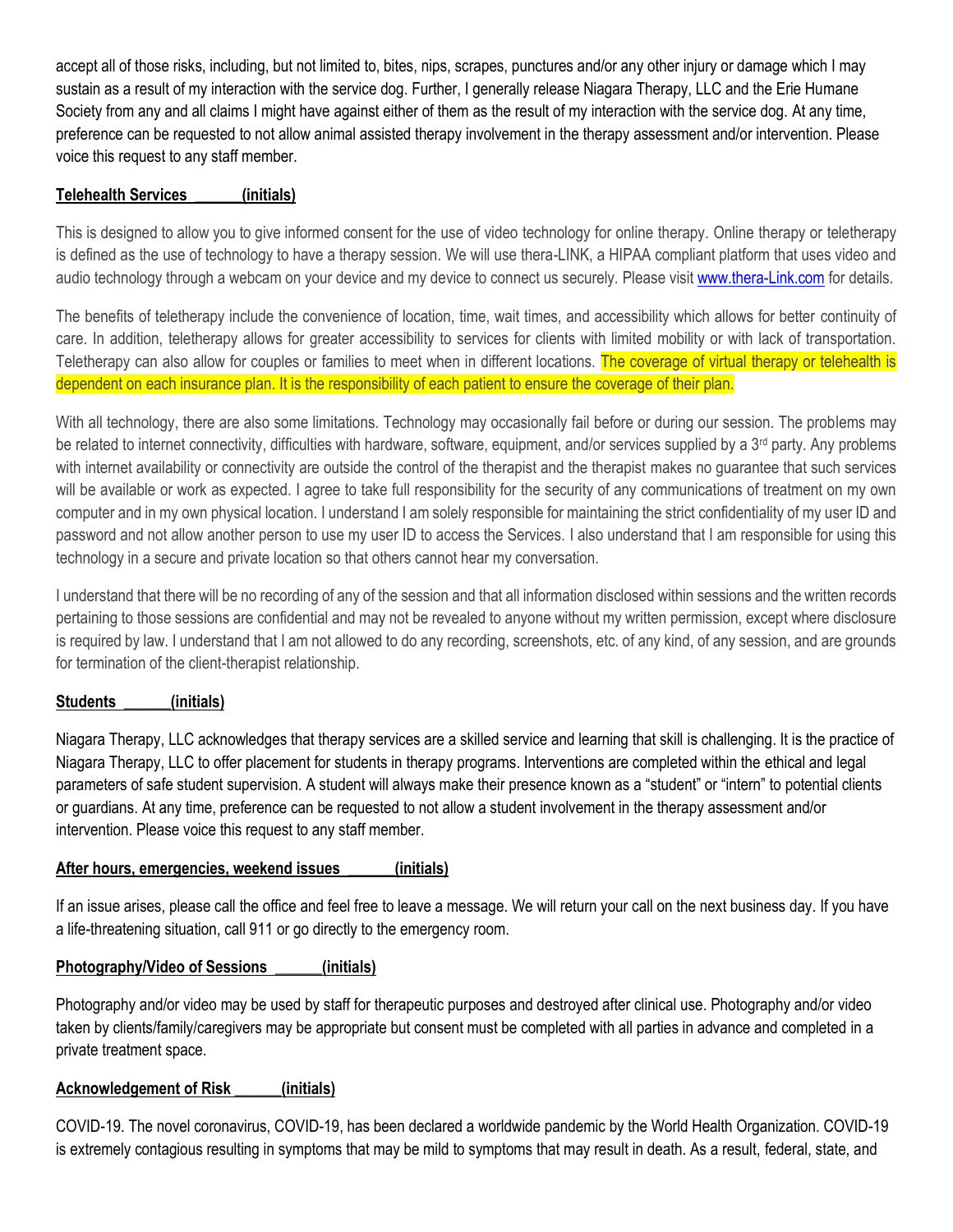accept all of those risks, including, but not limited to, bites, nips, scrapes, punctures and/or any other injury or damage which I may sustain as a result of my interaction with the service dog. Further, I generally release Niagara Therapy, LLC and the Erie Humane Society from any and all claims I might have against either of them as the result of my interaction with the service dog. At any time, preference can be requested to not allow animal assisted therapy involvement in the therapy assessment and/or intervention. Please voice this request to any staff member.

**Telehealth Services ______(initials)**

This is designed to allow you to give informed consent for the use of video technology for online therapy. Online therapy or teletherapy is defined as the use of technology to have a therapy session. We will use thera-LINK, a HIPAA compliant platform that uses video and audio technology through a webcam on your device and my device to connect us securely. Please visit [www.thera-Link.com](http://www.thera-Link.com) for details.

The benefits of teletherapy include the convenience of location, time, wait times, and accessibility which allows for better continuity of care. In addition, teletherapy allows for greater accessibility to services for clients with limited mobility or with lack of transportation. Teletherapy can also allow for couples or families to meet when in different locations. The coverage of virtual therapy or telehealth is dependent on each insurance plan. It is the responsibility of each patient to ensure the coverage of their plan.

With all technology, there are also some limitations. Technology may occasionally fail before or during our session. The problems may be related to internet connectivity, difficulties with hardware, software, equipment, and/or services supplied by a 3rd party. Any problems with internet availability or connectivity are outside the control of the therapist and the therapist makes no guarantee that such services will be available or work as expected. I agree to take full responsibility for the security of any communications of treatment on my own computer and in my own physical location. I understand I am solely responsible for maintaining the strict confidentiality of my user ID and password and not allow another person to use my user ID to access the Services. I also understand that I am responsible for using this technology in a secure and private location so that others cannot hear my conversation.

I understand that there will be no recording of any of the session and that all information disclosed within sessions and the written records pertaining to those sessions are confidential and may not be revealed to anyone without my written permission, except where disclosure is required by law. I understand that I am not allowed to do any recording, screenshots, etc. of any kind, of any session, and are grounds for termination of the client-therapist relationship.

**Students ______(initials)**

Niagara Therapy, LLC acknowledges that therapy services are a skilled service and learning that skill is challenging. It is the practice of Niagara Therapy, LLC to offer placement for students in therapy programs. Interventions are completed within the ethical and legal parameters of safe student supervision. A student will always make their presence known as a "student" or "intern" to potential clients or guardians. At any time, preference can be requested to not allow a student involvement in the therapy assessment and/or intervention. Please voice this request to any staff member.

**After hours, emergencies, weekend issues ______(initials)**

If an issue arises, please call the office and feel free to leave a message. We will return your call on the next business day. If you have a life-threatening situation, call 911 or go directly to the emergency room.

**Photography/Video of Sessions ______(initials)**

Photography and/or video may be used by staff for therapeutic purposes and destroyed after clinical use. Photography and/or video taken by clients/family/caregivers may be appropriate but consent must be completed with all parties in advance and completed in a private treatment space.

**Acknowledgement of Risk ______(initials)**

COVID-19. The novel coronavirus, COVID-19, has been declared a worldwide pandemic by the World Health Organization. COVID-19 is extremely contagious resulting in symptoms that may be mild to symptoms that may result in death. As a result, federal, state, and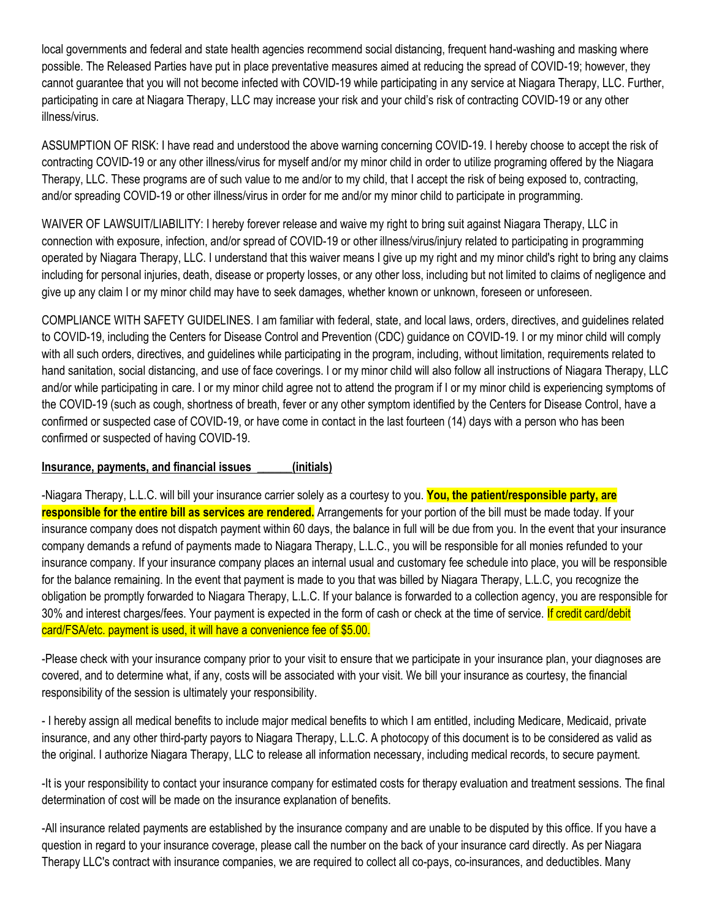local governments and federal and state health agencies recommend social distancing, frequent hand-washing and masking where possible. The Released Parties have put in place preventative measures aimed at reducing the spread of COVID-19; however, they cannot guarantee that you will not become infected with COVID-19 while participating in any service at Niagara Therapy, LLC. Further, participating in care at Niagara Therapy, LLC may increase your risk and your child's risk of contracting COVID-19 or any other illness/virus.

ASSUMPTION OF RISK: I have read and understood the above warning concerning COVID-19. I hereby choose to accept the risk of contracting COVID-19 or any other illness/virus for myself and/or my minor child in order to utilize programing offered by the Niagara Therapy, LLC. These programs are of such value to me and/or to my child, that I accept the risk of being exposed to, contracting, and/or spreading COVID-19 or other illness/virus in order for me and/or my minor child to participate in programming.

WAIVER OF LAWSUIT/LIABILITY: I hereby forever release and waive my right to bring suit against Niagara Therapy, LLC in connection with exposure, infection, and/or spread of COVID-19 or other illness/virus/injury related to participating in programming operated by Niagara Therapy, LLC. I understand that this waiver means I give up my right and my minor child's right to bring any claims including for personal injuries, death, disease or property losses, or any other loss, including but not limited to claims of negligence and give up any claim I or my minor child may have to seek damages, whether known or unknown, foreseen or unforeseen.

COMPLIANCE WITH SAFETY GUIDELINES. I am familiar with federal, state, and local laws, orders, directives, and guidelines related to COVID-19, including the Centers for Disease Control and Prevention (CDC) guidance on COVID-19. I or my minor child will comply with all such orders, directives, and guidelines while participating in the program, including, without limitation, requirements related to hand sanitation, social distancing, and use of face coverings. I or my minor child will also follow all instructions of Niagara Therapy, LLC and/or while participating in care. I or my minor child agree not to attend the program if I or my minor child is experiencing symptoms of the COVID-19 (such as cough, shortness of breath, fever or any other symptom identified by the Centers for Disease Control, have a confirmed or suspected case of COVID-19, or have come in contact in the last fourteen (14) days with a person who has been confirmed or suspected of having COVID-19.

**Insurance, payments, and financial issues ______(initials)**

-Niagara Therapy, L.L.C. will bill your insurance carrier solely as a courtesy to you. **You, the patient/responsible party, are responsible for the entire bill as services are rendered.** Arrangements for your portion of the bill must be made today. If your insurance company does not dispatch payment within 60 days, the balance in full will be due from you. In the event that your insurance company demands a refund of payments made to Niagara Therapy, L.L.C., you will be responsible for all monies refunded to your insurance company. If your insurance company places an internal usual and customary fee schedule into place, you will be responsible for the balance remaining. In the event that payment is made to you that was billed by Niagara Therapy, L.L.C, you recognize the obligation be promptly forwarded to Niagara Therapy, L.L.C. If your balance is forwarded to a collection agency, you are responsible for 30% and interest charges/fees. Your payment is expected in the form of cash or check at the time of service. If credit card/debit card/FSA/etc. payment is used, it will have a convenience fee of $5.00.

-Please check with your insurance company prior to your visit to ensure that we participate in your insurance plan, your diagnoses are covered, and to determine what, if any, costs will be associated with your visit. We bill your insurance as courtesy, the financial responsibility of the session is ultimately your responsibility.

- I hereby assign all medical benefits to include major medical benefits to which I am entitled, including Medicare, Medicaid, private insurance, and any other third-party payors to Niagara Therapy, L.L.C. A photocopy of this document is to be considered as valid as the original. I authorize Niagara Therapy, LLC to release all information necessary, including medical records, to secure payment.

-It is your responsibility to contact your insurance company for estimated costs for therapy evaluation and treatment sessions. The final determination of cost will be made on the insurance explanation of benefits.

-All insurance related payments are established by the insurance company and are unable to be disputed by this office. If you have a question in regard to your insurance coverage, please call the number on the back of your insurance card directly. As per Niagara Therapy LLC's contract with insurance companies, we are required to collect all co-pays, co-insurances, and deductibles. Many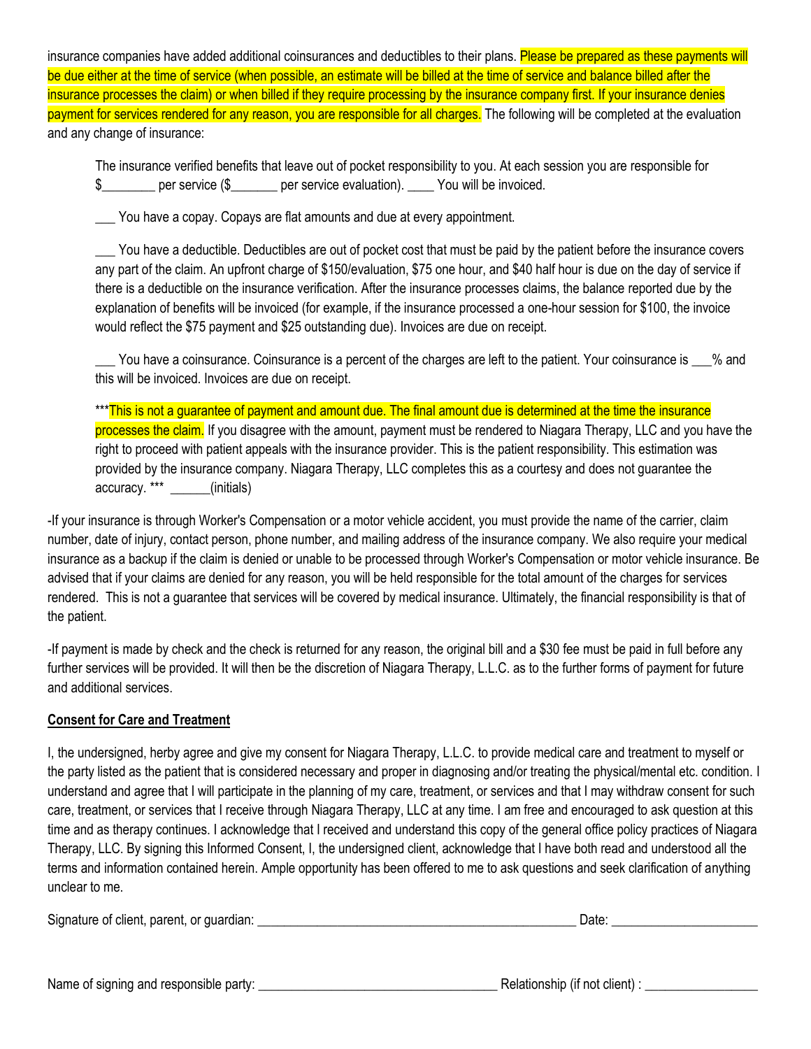insurance companies have added additional coinsurances and deductibles to their plans. Please be prepared as these payments will be due either at the time of service (when possible, an estimate will be billed at the time of service and balance billed after the insurance processes the claim) or when billed if they require processing by the insurance company first. If your insurance denies payment for services rendered for any reason, you are responsible for all charges. The following will be completed at the evaluation and any change of insurance:

The insurance verified benefits that leave out of pocket responsibility to you. At each session you are responsible for $________ per service ($_______ per service evaluation). ____ You will be invoiced.

___ You have a copay. Copays are flat amounts and due at every appointment.

___ You have a deductible. Deductibles are out of pocket cost that must be paid by the patient before the insurance covers any part of the claim. An upfront charge of $150/evaluation, $75 one hour, and $40 half hour is due on the day of service if there is a deductible on the insurance verification. After the insurance processes claims, the balance reported due by the explanation of benefits will be invoiced (for example, if the insurance processed a one-hour session for $100, the invoice would reflect the $75 payment and $25 outstanding due). Invoices are due on receipt.

___ You have a coinsurance. Coinsurance is a percent of the charges are left to the patient. Your coinsurance is ___% and this will be invoiced. Invoices are due on receipt.

***This is not a guarantee of payment and amount due. The final amount due is determined at the time the insurance processes the claim. If you disagree with the amount, payment must be rendered to Niagara Therapy, LLC and you have the right to proceed with patient appeals with the insurance provider. This is the patient responsibility. This estimation was provided by the insurance company. Niagara Therapy, LLC completes this as a courtesy and does not guarantee the accuracy. *** ______(initials)

-If your insurance is through Worker's Compensation or a motor vehicle accident, you must provide the name of the carrier, claim number, date of injury, contact person, phone number, and mailing address of the insurance company. We also require your medical insurance as a backup if the claim is denied or unable to be processed through Worker's Compensation or motor vehicle insurance. Be advised that if your claims are denied for any reason, you will be held responsible for the total amount of the charges for services rendered. This is not a guarantee that services will be covered by medical insurance. Ultimately, the financial responsibility is that of the patient.

-If payment is made by check and the check is returned for any reason, the original bill and a $30 fee must be paid in full before any further services will be provided. It will then be the discretion of Niagara Therapy, L.L.C. as to the further forms of payment for future and additional services.

**Consent for Care and Treatment**

I, the undersigned, herby agree and give my consent for Niagara Therapy, L.L.C. to provide medical care and treatment to myself or the party listed as the patient that is considered necessary and proper in diagnosing and/or treating the physical/mental etc. condition. I understand and agree that I will participate in the planning of my care, treatment, or services and that I may withdraw consent for such care, treatment, or services that I receive through Niagara Therapy, LLC at any time. I am free and encouraged to ask question at this time and as therapy continues. I acknowledge that I received and understand this copy of the general office policy practices of Niagara Therapy, LLC. By signing this Informed Consent, I, the undersigned client, acknowledge that I have both read and understood all the terms and information contained herein. Ample opportunity has been offered to me to ask questions and seek clarification of anything unclear to me.

Signature of client, parent, or guardian: ________________________________________________ Date: ______________________

Name of signing and responsible party: ____________________________________ Relationship (if not client) : _________________